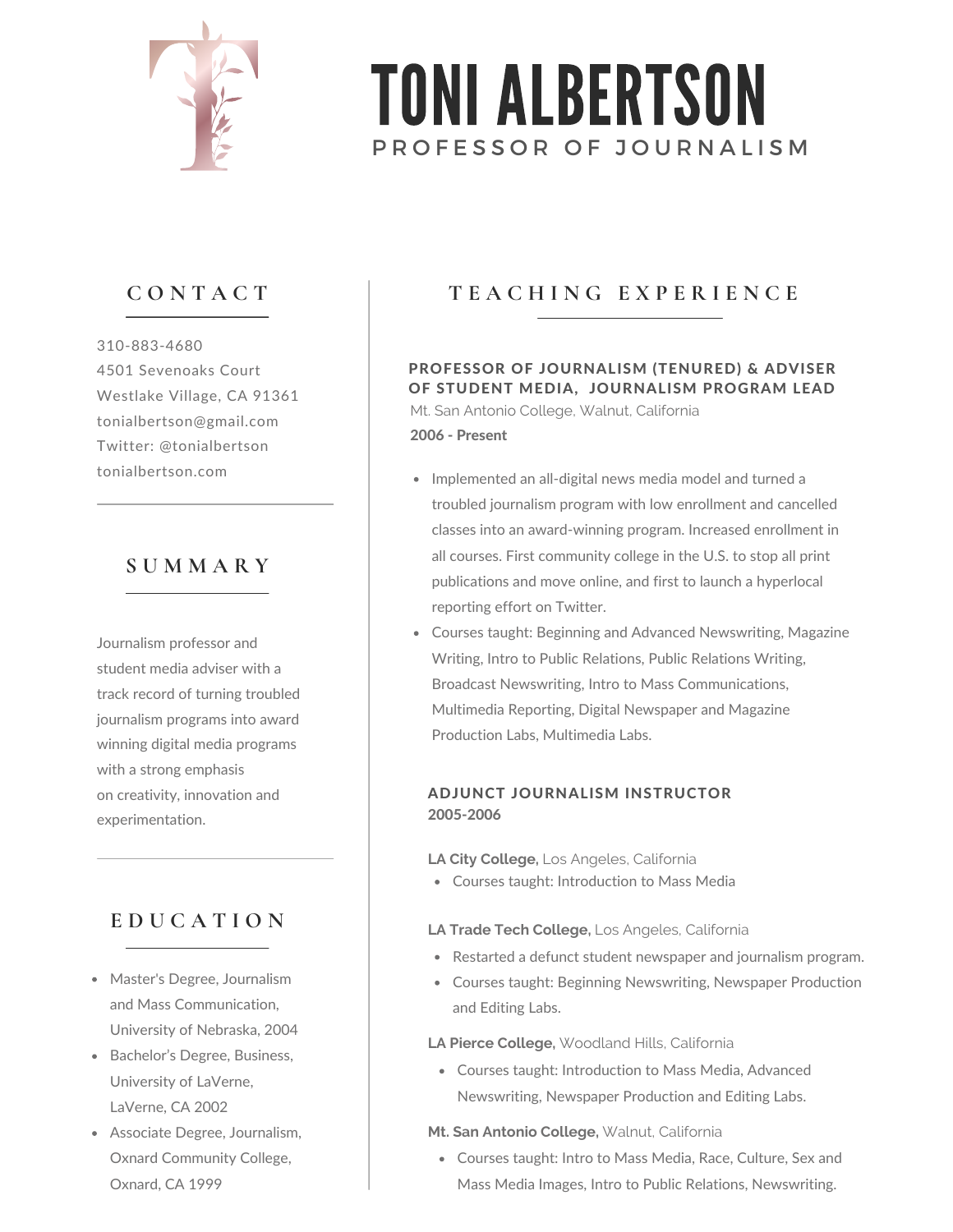# TONI ALBERTSON

PROFESSOR OF JOURNALISM

## CONTACT

310-883-4680
4501 Sevenoaks Court
Westlake Village, CA 91361
tonialbertson@gmail.com
Twitter: @tonialbertson
tonialbertson.com

## SUMMARY

Journalism professor and student media adviser with a track record of turning troubled journalism programs into award winning digital media programs with a strong emphasis on creativity, innovation and experimentation.

## EDUCATION

- Master's Degree, Journalism and Mass Communication, University of Nebraska, 2004
- Bachelor's Degree, Business, University of LaVerne, LaVerne, CA 2002
- Associate Degree, Journalism, Oxnard Community College, Oxnard, CA 1999

## TEACHING EXPERIENCE

### PROFESSOR OF JOURNALISM (TENURED) & ADVISER OF STUDENT MEDIA, JOURNALISM PROGRAM LEAD

Mt. San Antonio College, Walnut, California

**2006 - Present**

- Implemented an all-digital news media model and turned a troubled journalism program with low enrollment and cancelled classes into an award-winning program. Increased enrollment in all courses. First community college in the U.S. to stop all print publications and move online, and first to launch a hyperlocal reporting effort on Twitter.
- Courses taught: Beginning and Advanced Newswriting, Magazine Writing, Intro to Public Relations, Public Relations Writing, Broadcast Newswriting, Intro to Mass Communications, Multimedia Reporting, Digital Newspaper and Magazine Production Labs, Multimedia Labs.

### ADJUNCT JOURNALISM INSTRUCTOR

**2005-2006**

**LA City College,** Los Angeles, California

- Courses taught: Introduction to Mass Media

**LA Trade Tech College,** Los Angeles, California

- Restarted a defunct student newspaper and journalism program.
- Courses taught: Beginning Newswriting, Newspaper Production and Editing Labs.

**LA Pierce College,** Woodland Hills, California

- Courses taught: Introduction to Mass Media, Advanced Newswriting, Newspaper Production and Editing Labs.

**Mt. San Antonio College,** Walnut, California

- Courses taught: Intro to Mass Media, Race, Culture, Sex and Mass Media Images, Intro to Public Relations, Newswriting.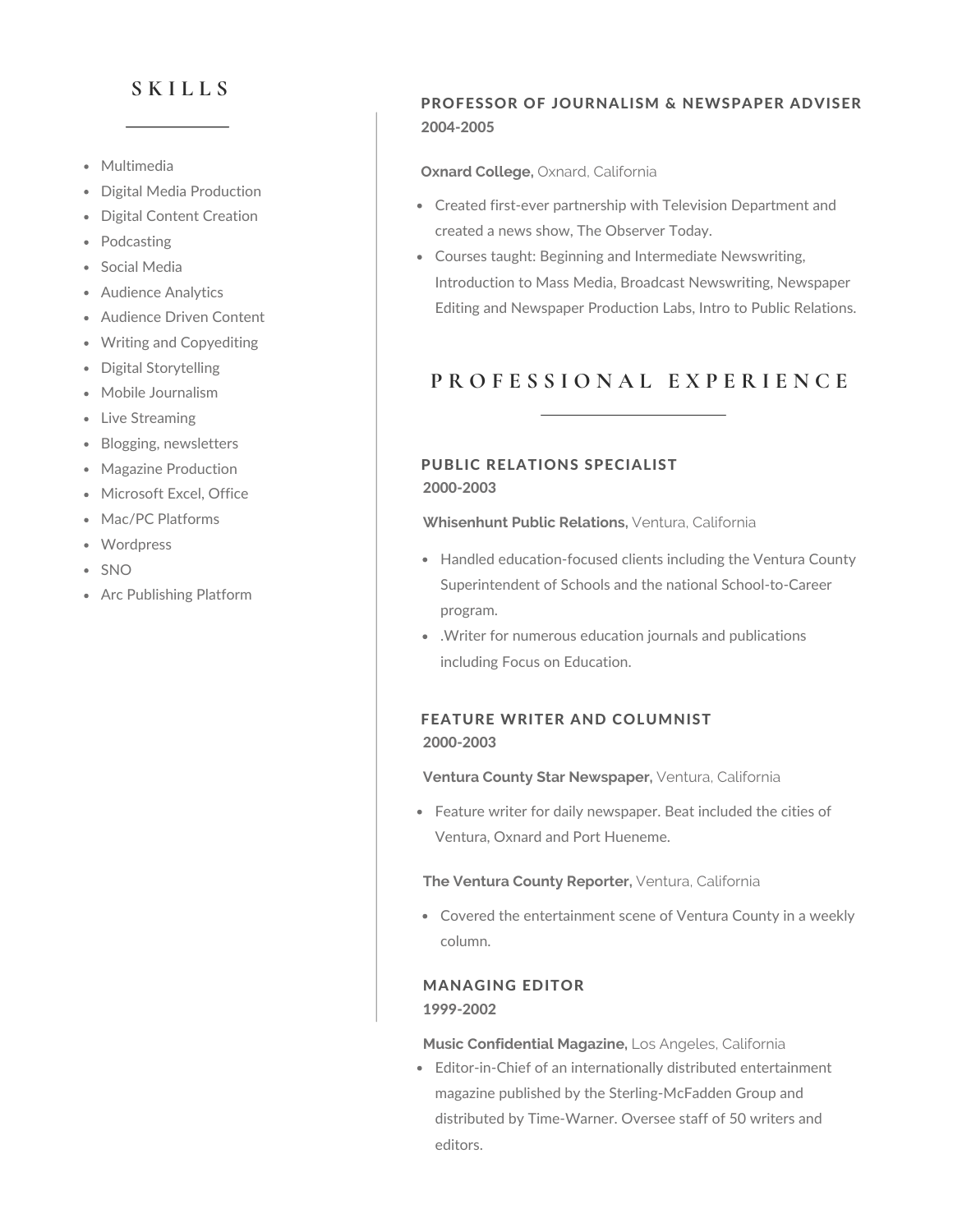## SKILLS

- Multimedia
- Digital Media Production
- Digital Content Creation
- Podcasting
- Social Media
- Audience Analytics
- Audience Driven Content
- Writing and Copyediting
- Digital Storytelling
- Mobile Journalism
- Live Streaming
- Blogging, newsletters
- Magazine Production
- Microsoft Excel, Office
- Mac/PC Platforms
- Wordpress
- SNO
- Arc Publishing Platform

### PROFESSOR OF JOURNALISM & NEWSPAPER ADVISER
**2004-2005**

**Oxnard College,** Oxnard, California

- Created first-ever partnership with Television Department and created a news show, The Observer Today.
- Courses taught: Beginning and Intermediate Newswriting, Introduction to Mass Media, Broadcast Newswriting, Newspaper Editing and Newspaper Production Labs, Intro to Public Relations.

## PROFESSIONAL EXPERIENCE

### PUBLIC RELATIONS SPECIALIST
**2000-2003**

**Whisenhunt Public Relations,** Ventura, California

- Handled education-focused clients including the Ventura County Superintendent of Schools and the national School-to-Career program.
- .Writer for numerous education journals and publications including Focus on Education.

### FEATURE WRITER AND COLUMNIST
**2000-2003**

**Ventura County Star Newspaper,** Ventura, California

- Feature writer for daily newspaper. Beat included the cities of Ventura, Oxnard and Port Hueneme.

**The Ventura County Reporter,** Ventura, California

- Covered the entertainment scene of Ventura County in a weekly column.

### MANAGING EDITOR
**1999-2002**

**Music Confidential Magazine,** Los Angeles, California

- Editor-in-Chief of an internationally distributed entertainment magazine published by the Sterling-McFadden Group and distributed by Time-Warner. Oversee staff of 50 writers and editors.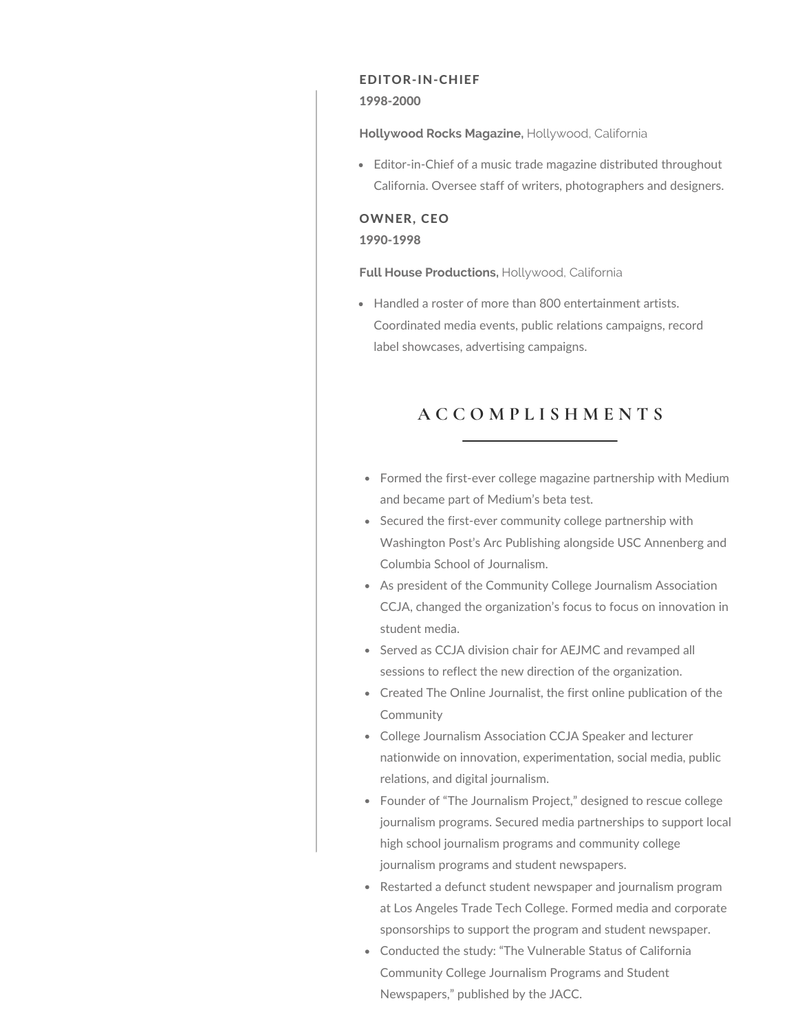### EDITOR-IN-CHIEF

**1998-2000**

**Hollywood Rocks Magazine,** Hollywood, California

- Editor-in-Chief of a music trade magazine distributed throughout California. Oversee staff of writers, photographers and designers.

### OWNER, CEO

**1990-1998**

**Full House Productions,** Hollywood, California

- Handled a roster of more than 800 entertainment artists. Coordinated media events, public relations campaigns, record label showcases, advertising campaigns.

## ACCOMPLISHMENTS

- Formed the first-ever college magazine partnership with Medium and became part of Medium's beta test.
- Secured the first-ever community college partnership with Washington Post's Arc Publishing alongside USC Annenberg and Columbia School of Journalism.
- As president of the Community College Journalism Association CCJA, changed the organization's focus to focus on innovation in student media.
- Served as CCJA division chair for AEJMC and revamped all sessions to reflect the new direction of the organization.
- Created The Online Journalist, the first online publication of the Community
- College Journalism Association CCJA Speaker and lecturer nationwide on innovation, experimentation, social media, public relations, and digital journalism.
- Founder of "The Journalism Project," designed to rescue college journalism programs. Secured media partnerships to support local high school journalism programs and community college journalism programs and student newspapers.
- Restarted a defunct student newspaper and journalism program at Los Angeles Trade Tech College. Formed media and corporate sponsorships to support the program and student newspaper.
- Conducted the study: "The Vulnerable Status of California Community College Journalism Programs and Student Newspapers," published by the JACC.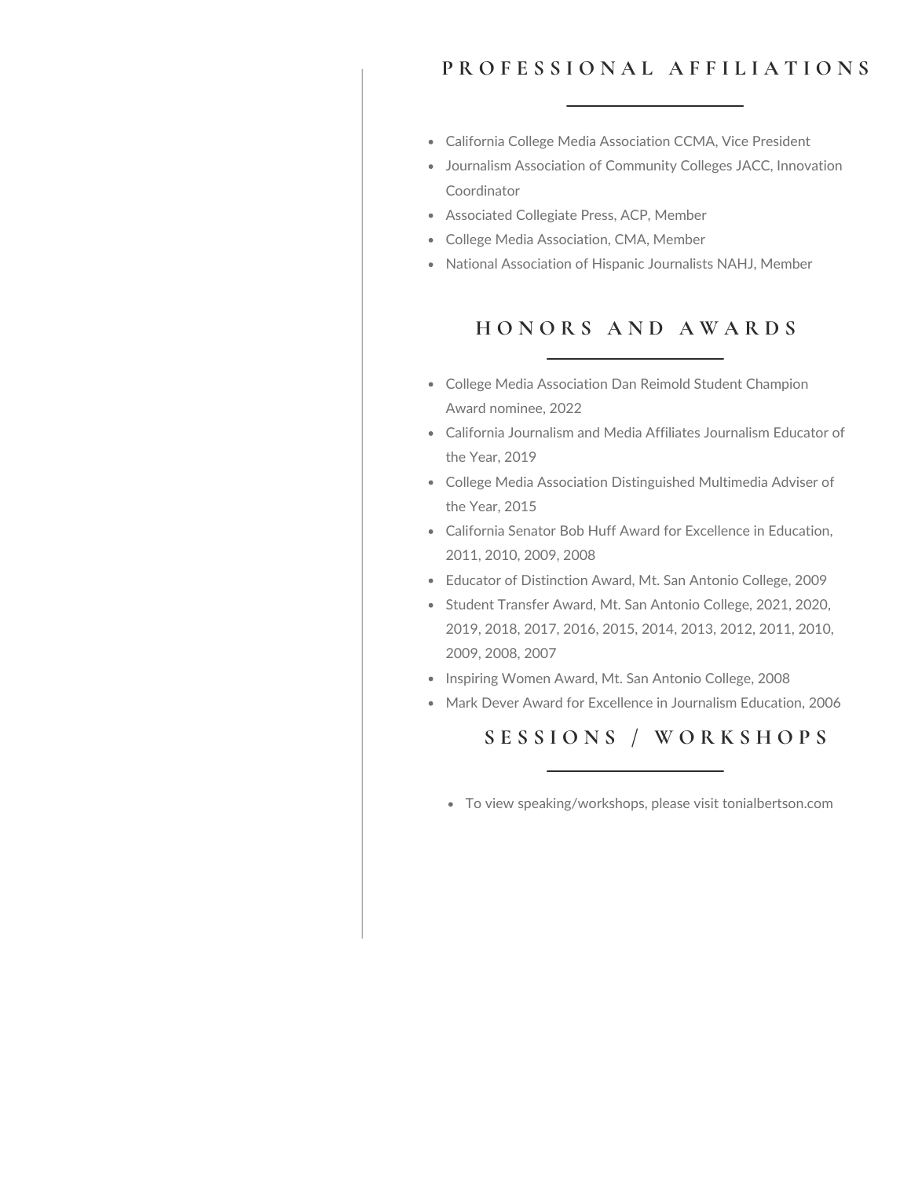## PROFESSIONAL AFFILIATIONS

- California College Media Association CCMA, Vice President
- Journalism Association of Community Colleges JACC, Innovation Coordinator
- Associated Collegiate Press, ACP, Member
- College Media Association, CMA, Member
- National Association of Hispanic Journalists NAHJ, Member

## HONORS AND AWARDS

- College Media Association Dan Reimold Student Champion Award nominee, 2022
- California Journalism and Media Affiliates Journalism Educator of the Year, 2019
- College Media Association Distinguished Multimedia Adviser of the Year, 2015
- California Senator Bob Huff Award for Excellence in Education, 2011, 2010, 2009, 2008
- Educator of Distinction Award, Mt. San Antonio College, 2009
- Student Transfer Award, Mt. San Antonio College, 2021, 2020, 2019, 2018, 2017, 2016, 2015, 2014, 2013, 2012, 2011, 2010, 2009, 2008, 2007
- Inspiring Women Award, Mt. San Antonio College, 2008
- Mark Dever Award for Excellence in Journalism Education, 2006

## SESSIONS / WORKSHOPS

- To view speaking/workshops, please visit tonialbertson.com